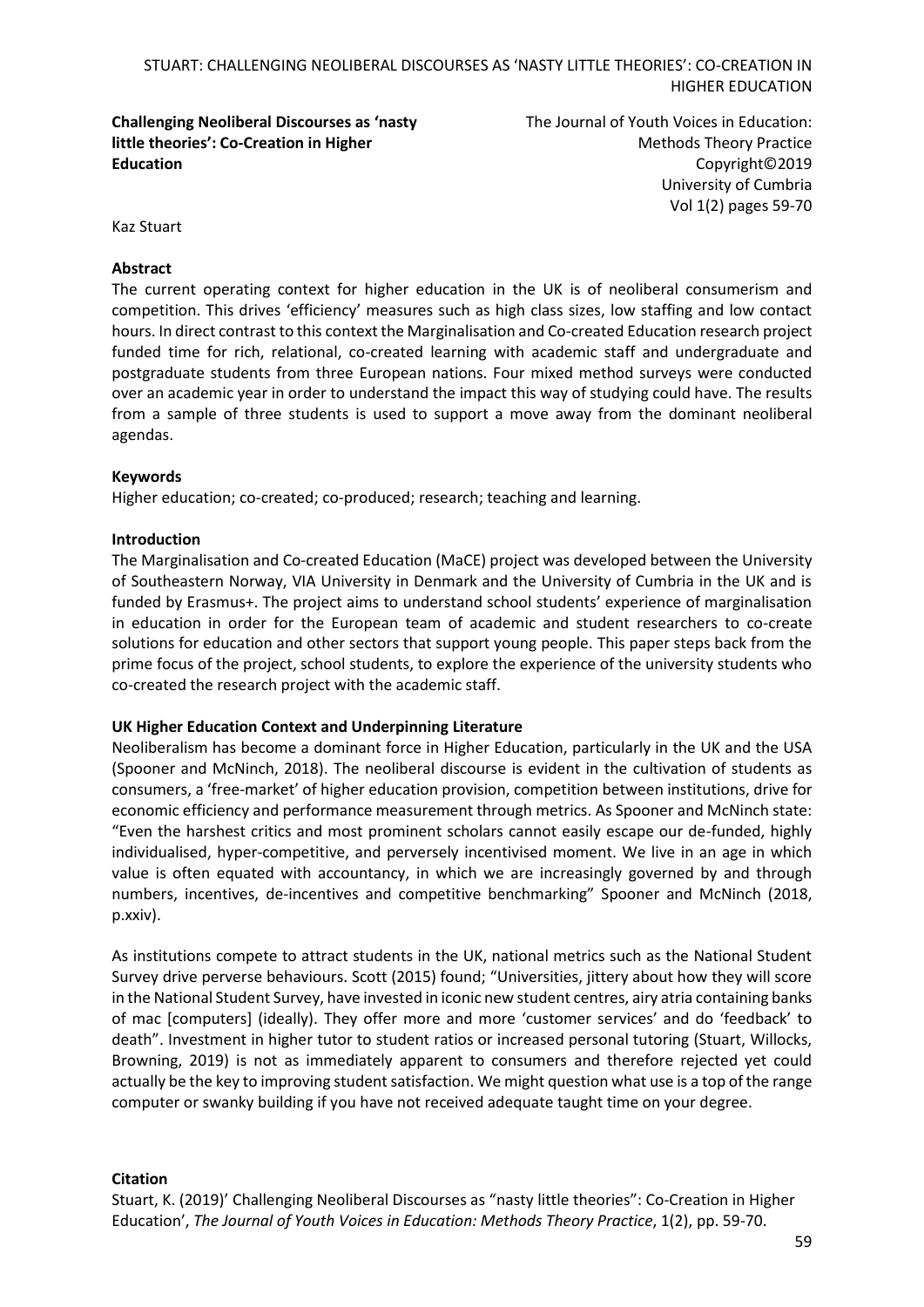# Challenging Neoliberal Discourses as 'nasty little theories': Co-Creation in Higher Education

The Journal of Youth Voices in Education: Methods Theory Practice
Copyright©2019
University of Cumbria
Vol 1(2) pages 59-70

Kaz Stuart

**Abstract**

The current operating context for higher education in the UK is of neoliberal consumerism and competition. This drives 'efficiency' measures such as high class sizes, low staffing and low contact hours. In direct contrast to this context the Marginalisation and Co-created Education research project funded time for rich, relational, co-created learning with academic staff and undergraduate and postgraduate students from three European nations. Four mixed method surveys were conducted over an academic year in order to understand the impact this way of studying could have. The results from a sample of three students is used to support a move away from the dominant neoliberal agendas.

**Keywords**

Higher education; co-created; co-produced; research; teaching and learning.

## Introduction

The Marginalisation and Co-created Education (MaCE) project was developed between the University of Southeastern Norway, VIA University in Denmark and the University of Cumbria in the UK and is funded by Erasmus+. The project aims to understand school students' experience of marginalisation in education in order for the European team of academic and student researchers to co-create solutions for education and other sectors that support young people. This paper steps back from the prime focus of the project, school students, to explore the experience of the university students who co-created the research project with the academic staff.

## UK Higher Education Context and Underpinning Literature

Neoliberalism has become a dominant force in Higher Education, particularly in the UK and the USA (Spooner and McNinch, 2018). The neoliberal discourse is evident in the cultivation of students as consumers, a 'free-market' of higher education provision, competition between institutions, drive for economic efficiency and performance measurement through metrics. As Spooner and McNinch state: "Even the harshest critics and most prominent scholars cannot easily escape our de-funded, highly individualised, hyper-competitive, and perversely incentivised moment. We live in an age in which value is often equated with accountancy, in which we are increasingly governed by and through numbers, incentives, de-incentives and competitive benchmarking" Spooner and McNinch (2018, p.xxiv).

As institutions compete to attract students in the UK, national metrics such as the National Student Survey drive perverse behaviours. Scott (2015) found; "Universities, jittery about how they will score in the National Student Survey, have invested in iconic new student centres, airy atria containing banks of mac [computers] (ideally). They offer more and more 'customer services' and do 'feedback' to death". Investment in higher tutor to student ratios or increased personal tutoring (Stuart, Willocks, Browning, 2019) is not as immediately apparent to consumers and therefore rejected yet could actually be the key to improving student satisfaction. We might question what use is a top of the range computer or swanky building if you have not received adequate taught time on your degree.

**Citation**

Stuart, K. (2019)' Challenging Neoliberal Discourses as "nasty little theories": Co-Creation in Higher Education', *The Journal of Youth Voices in Education: Methods Theory Practice*, 1(2), pp. 59-70.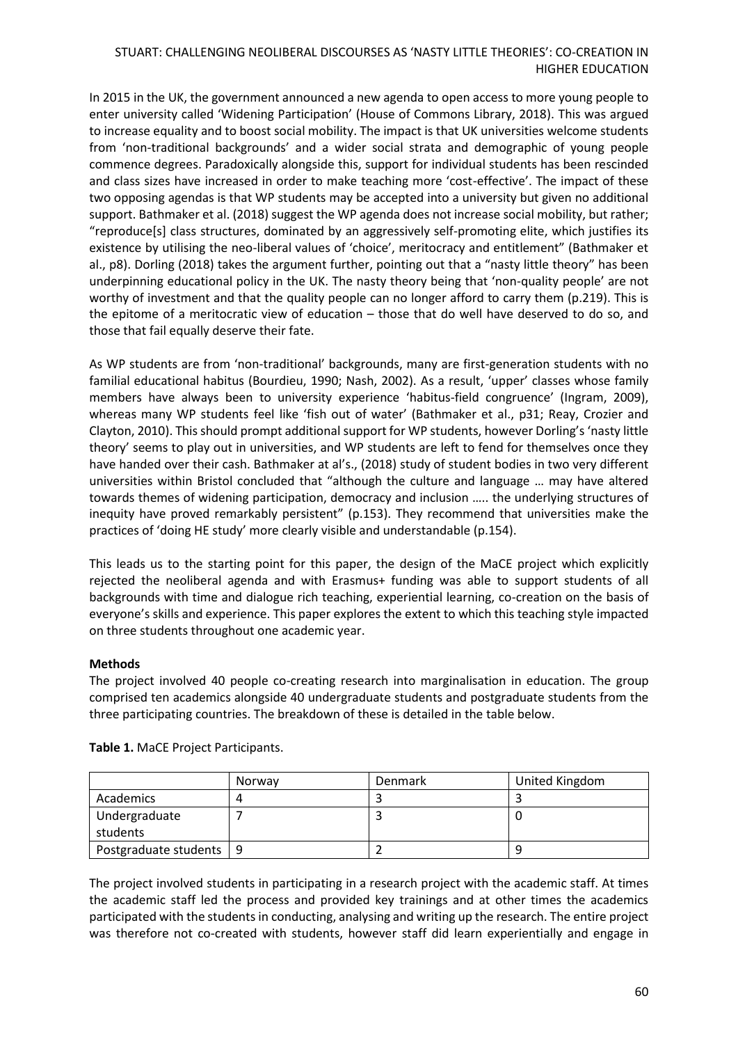In 2015 in the UK, the government announced a new agenda to open access to more young people to enter university called 'Widening Participation' (House of Commons Library, 2018). This was argued to increase equality and to boost social mobility. The impact is that UK universities welcome students from 'non-traditional backgrounds' and a wider social strata and demographic of young people commence degrees. Paradoxically alongside this, support for individual students has been rescinded and class sizes have increased in order to make teaching more 'cost-effective'. The impact of these two opposing agendas is that WP students may be accepted into a university but given no additional support. Bathmaker et al. (2018) suggest the WP agenda does not increase social mobility, but rather; "reproduce[s] class structures, dominated by an aggressively self-promoting elite, which justifies its existence by utilising the neo-liberal values of 'choice', meritocracy and entitlement" (Bathmaker et al., p8). Dorling (2018) takes the argument further, pointing out that a "nasty little theory" has been underpinning educational policy in the UK. The nasty theory being that 'non-quality people' are not worthy of investment and that the quality people can no longer afford to carry them (p.219). This is the epitome of a meritocratic view of education – those that do well have deserved to do so, and those that fail equally deserve their fate.

As WP students are from 'non-traditional' backgrounds, many are first-generation students with no familial educational habitus (Bourdieu, 1990; Nash, 2002). As a result, 'upper' classes whose family members have always been to university experience 'habitus-field congruence' (Ingram, 2009), whereas many WP students feel like 'fish out of water' (Bathmaker et al., p31; Reay, Crozier and Clayton, 2010). This should prompt additional support for WP students, however Dorling's 'nasty little theory' seems to play out in universities, and WP students are left to fend for themselves once they have handed over their cash. Bathmaker at al's., (2018) study of student bodies in two very different universities within Bristol concluded that "although the culture and language … may have altered towards themes of widening participation, democracy and inclusion ….. the underlying structures of inequity have proved remarkably persistent" (p.153). They recommend that universities make the practices of 'doing HE study' more clearly visible and understandable (p.154).

This leads us to the starting point for this paper, the design of the MaCE project which explicitly rejected the neoliberal agenda and with Erasmus+ funding was able to support students of all backgrounds with time and dialogue rich teaching, experiential learning, co-creation on the basis of everyone's skills and experience. This paper explores the extent to which this teaching style impacted on three students throughout one academic year.

**Methods**

The project involved 40 people co-creating research into marginalisation in education. The group comprised ten academics alongside 40 undergraduate students and postgraduate students from the three participating countries. The breakdown of these is detailed in the table below.

**Table 1.** MaCE Project Participants.

| | Norway | Denmark | United Kingdom |
|---|---|---|---|
| Academics | 4 | 3 | 3 |
| Undergraduate students | 7 | 3 | 0 |
| Postgraduate students | 9 | 2 | 9 |

The project involved students in participating in a research project with the academic staff. At times the academic staff led the process and provided key trainings and at other times the academics participated with the students in conducting, analysing and writing up the research. The entire project was therefore not co-created with students, however staff did learn experientially and engage in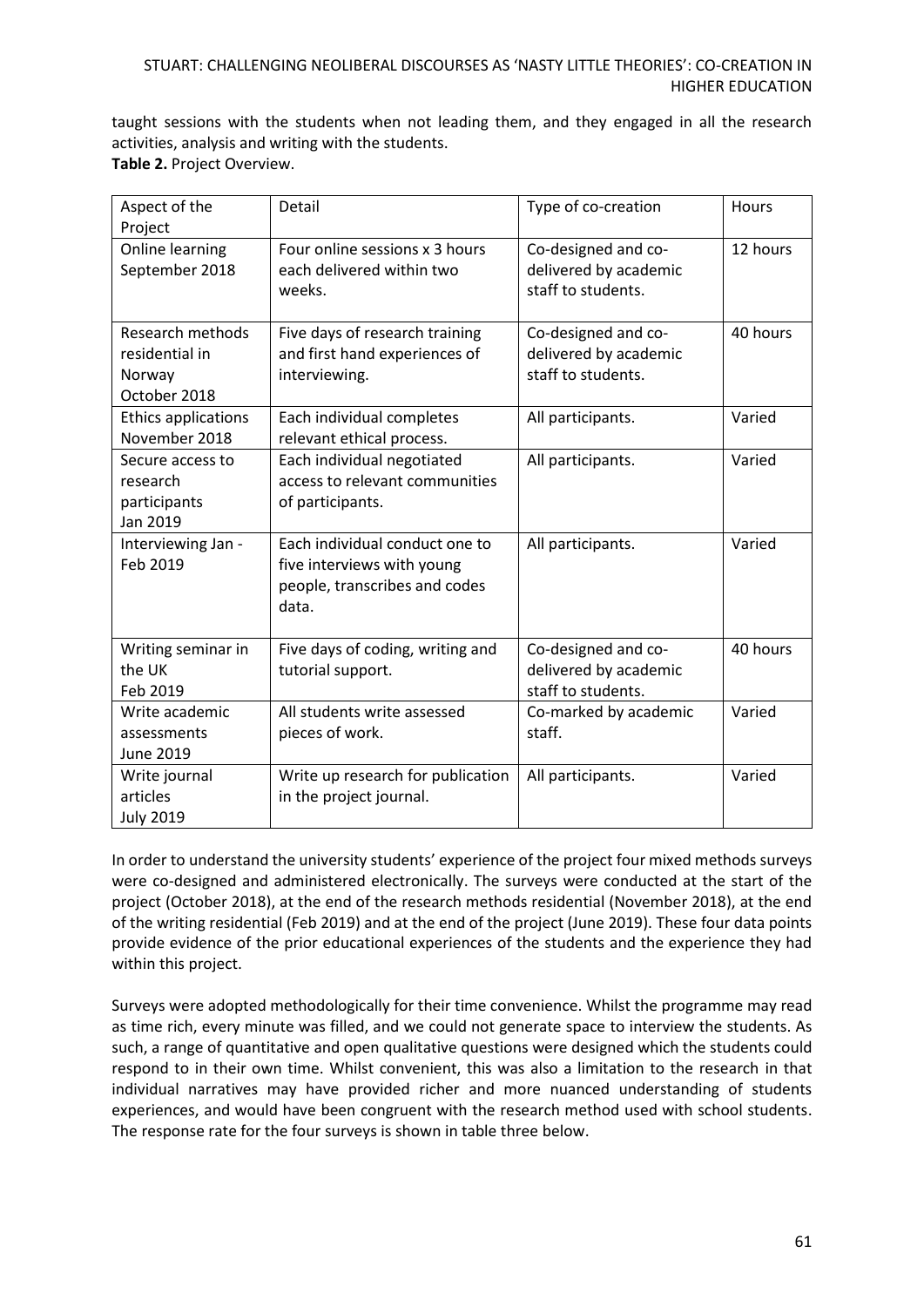taught sessions with the students when not leading them, and they engaged in all the research activities, analysis and writing with the students.

**Table 2.** Project Overview.

| Aspect of the Project | Detail | Type of co-creation | Hours |
|---|---|---|---|
| Online learning September 2018 | Four online sessions x 3 hours each delivered within two weeks. | Co-designed and co-delivered by academic staff to students. | 12 hours |
| Research methods residential in Norway October 2018 | Five days of research training and first hand experiences of interviewing. | Co-designed and co-delivered by academic staff to students. | 40 hours |
| Ethics applications November 2018 | Each individual completes relevant ethical process. | All participants. | Varied |
| Secure access to research participants Jan 2019 | Each individual negotiated access to relevant communities of participants. | All participants. | Varied |
| Interviewing Jan - Feb 2019 | Each individual conduct one to five interviews with young people, transcribes and codes data. | All participants. | Varied |
| Writing seminar in the UK Feb 2019 | Five days of coding, writing and tutorial support. | Co-designed and co-delivered by academic staff to students. | 40 hours |
| Write academic assessments June 2019 | All students write assessed pieces of work. | Co-marked by academic staff. | Varied |
| Write journal articles July 2019 | Write up research for publication in the project journal. | All participants. | Varied |

In order to understand the university students' experience of the project four mixed methods surveys were co-designed and administered electronically. The surveys were conducted at the start of the project (October 2018), at the end of the research methods residential (November 2018), at the end of the writing residential (Feb 2019) and at the end of the project (June 2019). These four data points provide evidence of the prior educational experiences of the students and the experience they had within this project.

Surveys were adopted methodologically for their time convenience. Whilst the programme may read as time rich, every minute was filled, and we could not generate space to interview the students. As such, a range of quantitative and open qualitative questions were designed which the students could respond to in their own time. Whilst convenient, this was also a limitation to the research in that individual narratives may have provided richer and more nuanced understanding of students experiences, and would have been congruent with the research method used with school students. The response rate for the four surveys is shown in table three below.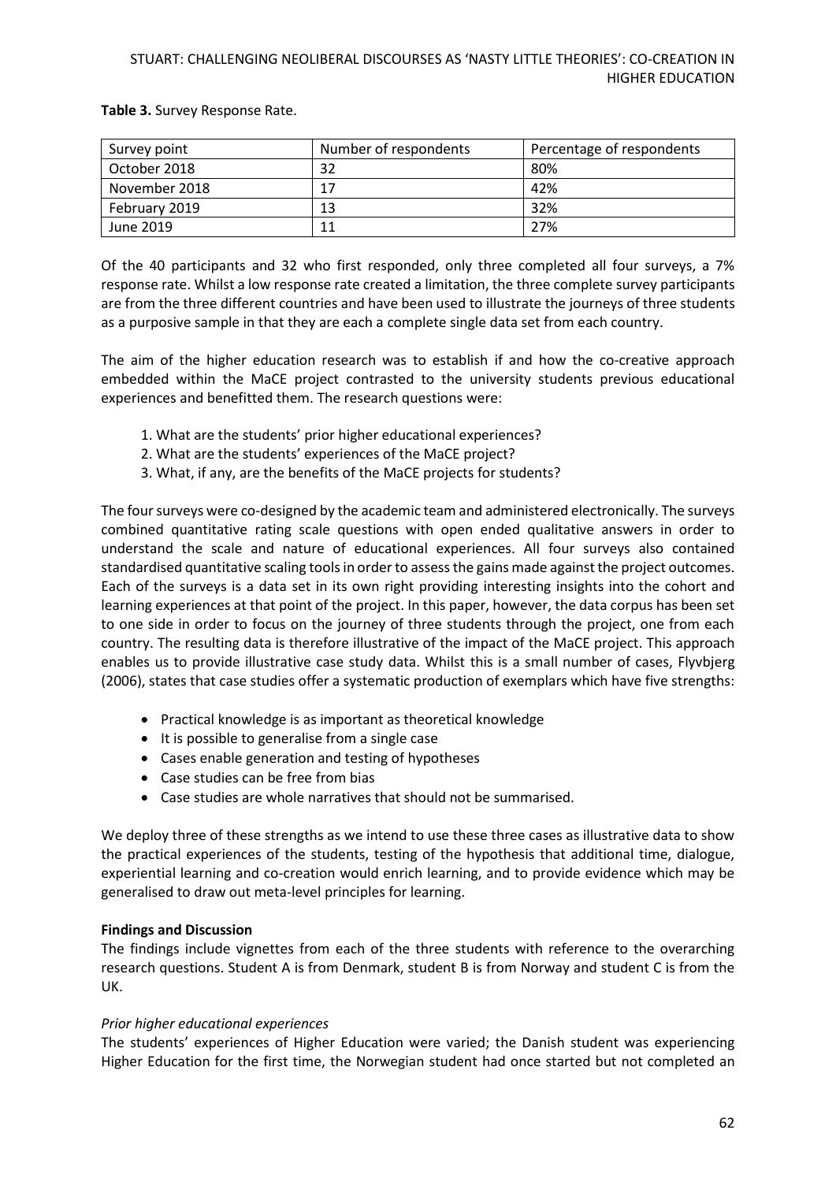**Table 3.** Survey Response Rate.

| Survey point | Number of respondents | Percentage of respondents |
|---|---|---|
| October 2018 | 32 | 80% |
| November 2018 | 17 | 42% |
| February 2019 | 13 | 32% |
| June 2019 | 11 | 27% |

Of the 40 participants and 32 who first responded, only three completed all four surveys, a 7% response rate. Whilst a low response rate created a limitation, the three complete survey participants are from the three different countries and have been used to illustrate the journeys of three students as a purposive sample in that they are each a complete single data set from each country.

The aim of the higher education research was to establish if and how the co-creative approach embedded within the MaCE project contrasted to the university students previous educational experiences and benefitted them. The research questions were:

1. What are the students' prior higher educational experiences?
2. What are the students' experiences of the MaCE project?
3. What, if any, are the benefits of the MaCE projects for students?

The four surveys were co-designed by the academic team and administered electronically. The surveys combined quantitative rating scale questions with open ended qualitative answers in order to understand the scale and nature of educational experiences. All four surveys also contained standardised quantitative scaling tools in order to assess the gains made against the project outcomes. Each of the surveys is a data set in its own right providing interesting insights into the cohort and learning experiences at that point of the project. In this paper, however, the data corpus has been set to one side in order to focus on the journey of three students through the project, one from each country. The resulting data is therefore illustrative of the impact of the MaCE project. This approach enables us to provide illustrative case study data. Whilst this is a small number of cases, Flyvbjerg (2006), states that case studies offer a systematic production of exemplars which have five strengths:

- Practical knowledge is as important as theoretical knowledge
- It is possible to generalise from a single case
- Cases enable generation and testing of hypotheses
- Case studies can be free from bias
- Case studies are whole narratives that should not be summarised.

We deploy three of these strengths as we intend to use these three cases as illustrative data to show the practical experiences of the students, testing of the hypothesis that additional time, dialogue, experiential learning and co-creation would enrich learning, and to provide evidence which may be generalised to draw out meta-level principles for learning.

**Findings and Discussion**

The findings include vignettes from each of the three students with reference to the overarching research questions. Student A is from Denmark, student B is from Norway and student C is from the UK.

*Prior higher educational experiences*

The students' experiences of Higher Education were varied; the Danish student was experiencing Higher Education for the first time, the Norwegian student had once started but not completed an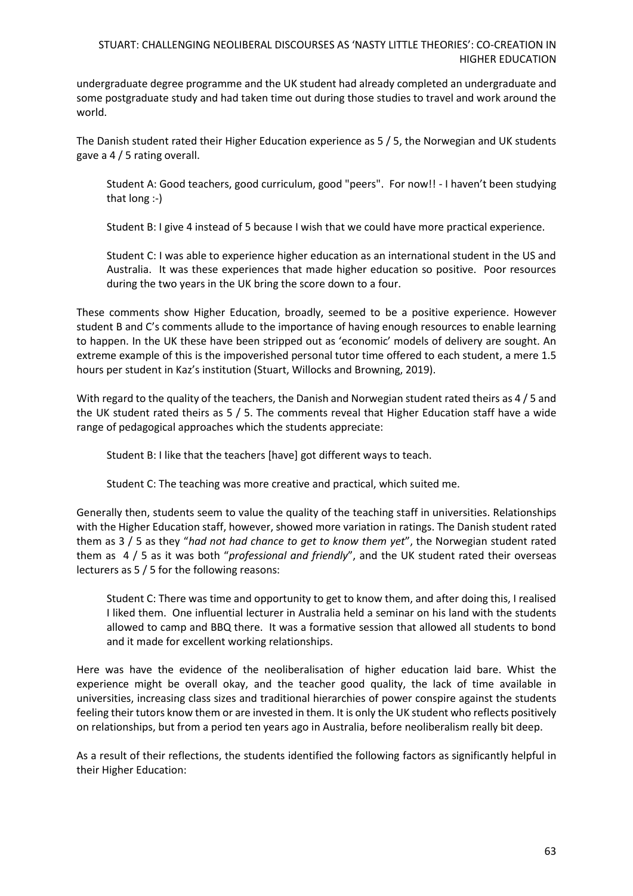undergraduate degree programme and the UK student had already completed an undergraduate and some postgraduate study and had taken time out during those studies to travel and work around the world.

The Danish student rated their Higher Education experience as 5 / 5, the Norwegian and UK students gave a 4 / 5 rating overall.

> Student A: Good teachers, good curriculum, good "peers". For now!! - I haven't been studying that long :-)
>
> Student B: I give 4 instead of 5 because I wish that we could have more practical experience.
>
> Student C: I was able to experience higher education as an international student in the US and Australia. It was these experiences that made higher education so positive. Poor resources during the two years in the UK bring the score down to a four.

These comments show Higher Education, broadly, seemed to be a positive experience. However student B and C's comments allude to the importance of having enough resources to enable learning to happen. In the UK these have been stripped out as 'economic' models of delivery are sought. An extreme example of this is the impoverished personal tutor time offered to each student, a mere 1.5 hours per student in Kaz's institution (Stuart, Willocks and Browning, 2019).

With regard to the quality of the teachers, the Danish and Norwegian student rated theirs as 4 / 5 and the UK student rated theirs as 5 / 5. The comments reveal that Higher Education staff have a wide range of pedagogical approaches which the students appreciate:

> Student B: I like that the teachers [have] got different ways to teach.
>
> Student C: The teaching was more creative and practical, which suited me.

Generally then, students seem to value the quality of the teaching staff in universities. Relationships with the Higher Education staff, however, showed more variation in ratings. The Danish student rated them as 3 / 5 as they "*had not had chance to get to know them yet*", the Norwegian student rated them as 4 / 5 as it was both "*professional and friendly*", and the UK student rated their overseas lecturers as 5 / 5 for the following reasons:

> Student C: There was time and opportunity to get to know them, and after doing this, I realised I liked them. One influential lecturer in Australia held a seminar on his land with the students allowed to camp and BBQ there. It was a formative session that allowed all students to bond and it made for excellent working relationships.

Here was have the evidence of the neoliberalisation of higher education laid bare. Whist the experience might be overall okay, and the teacher good quality, the lack of time available in universities, increasing class sizes and traditional hierarchies of power conspire against the students feeling their tutors know them or are invested in them. It is only the UK student who reflects positively on relationships, but from a period ten years ago in Australia, before neoliberalism really bit deep.

As a result of their reflections, the students identified the following factors as significantly helpful in their Higher Education: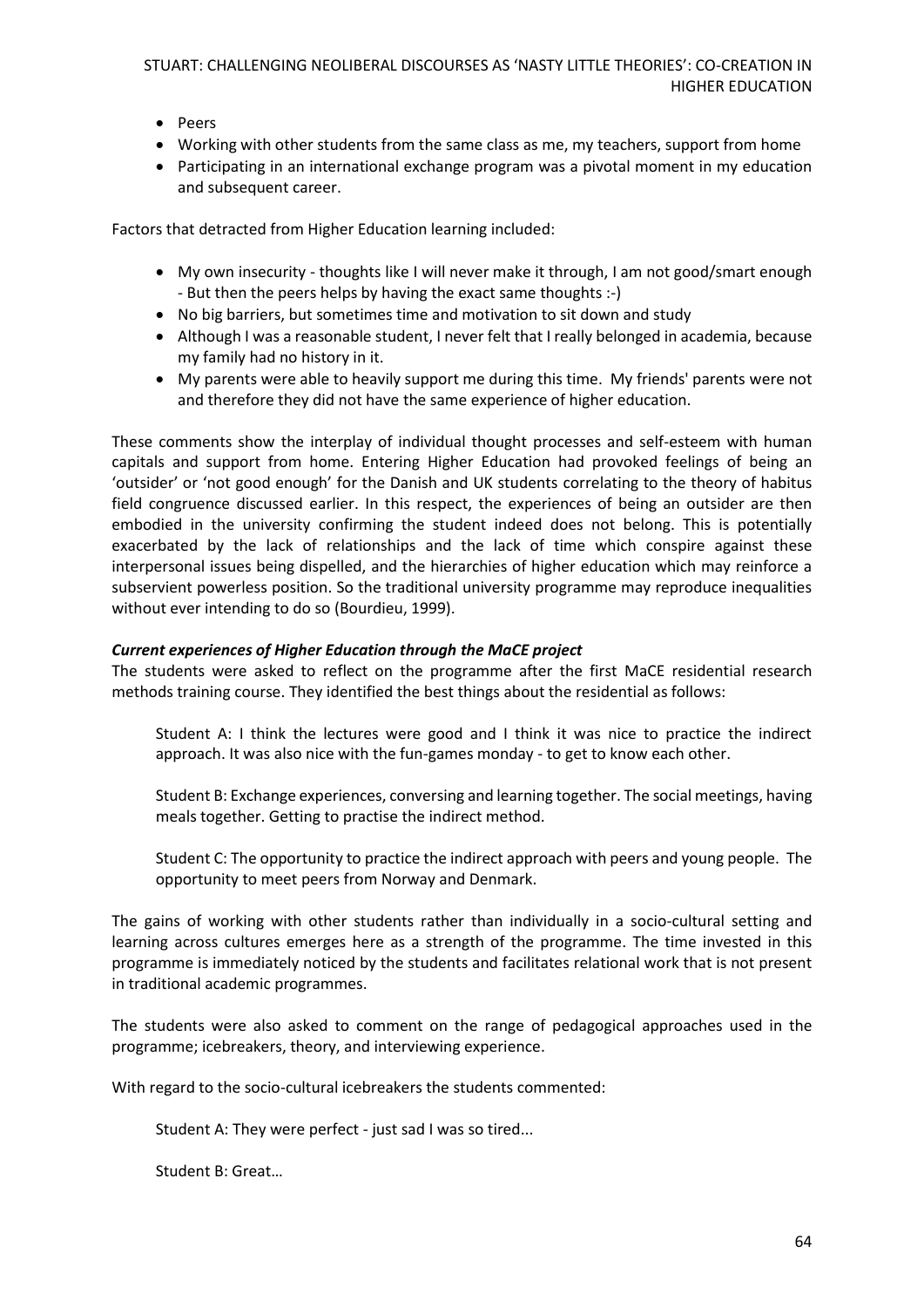- Peers
- Working with other students from the same class as me, my teachers, support from home
- Participating in an international exchange program was a pivotal moment in my education and subsequent career.

Factors that detracted from Higher Education learning included:

- My own insecurity - thoughts like I will never make it through, I am not good/smart enough - But then the peers helps by having the exact same thoughts :-)
- No big barriers, but sometimes time and motivation to sit down and study
- Although I was a reasonable student, I never felt that I really belonged in academia, because my family had no history in it.
- My parents were able to heavily support me during this time. My friends' parents were not and therefore they did not have the same experience of higher education.

These comments show the interplay of individual thought processes and self-esteem with human capitals and support from home. Entering Higher Education had provoked feelings of being an 'outsider' or 'not good enough' for the Danish and UK students correlating to the theory of habitus field congruence discussed earlier. In this respect, the experiences of being an outsider are then embodied in the university confirming the student indeed does not belong. This is potentially exacerbated by the lack of relationships and the lack of time which conspire against these interpersonal issues being dispelled, and the hierarchies of higher education which may reinforce a subservient powerless position. So the traditional university programme may reproduce inequalities without ever intending to do so (Bourdieu, 1999).

***Current experiences of Higher Education through the MaCE project***

The students were asked to reflect on the programme after the first MaCE residential research methods training course. They identified the best things about the residential as follows:

> Student A: I think the lectures were good and I think it was nice to practice the indirect approach. It was also nice with the fun-games monday - to get to know each other.
>
> Student B: Exchange experiences, conversing and learning together. The social meetings, having meals together. Getting to practise the indirect method.
>
> Student C: The opportunity to practice the indirect approach with peers and young people. The opportunity to meet peers from Norway and Denmark.

The gains of working with other students rather than individually in a socio-cultural setting and learning across cultures emerges here as a strength of the programme. The time invested in this programme is immediately noticed by the students and facilitates relational work that is not present in traditional academic programmes.

The students were also asked to comment on the range of pedagogical approaches used in the programme; icebreakers, theory, and interviewing experience.

With regard to the socio-cultural icebreakers the students commented:

> Student A: They were perfect - just sad I was so tired...
>
> Student B: Great…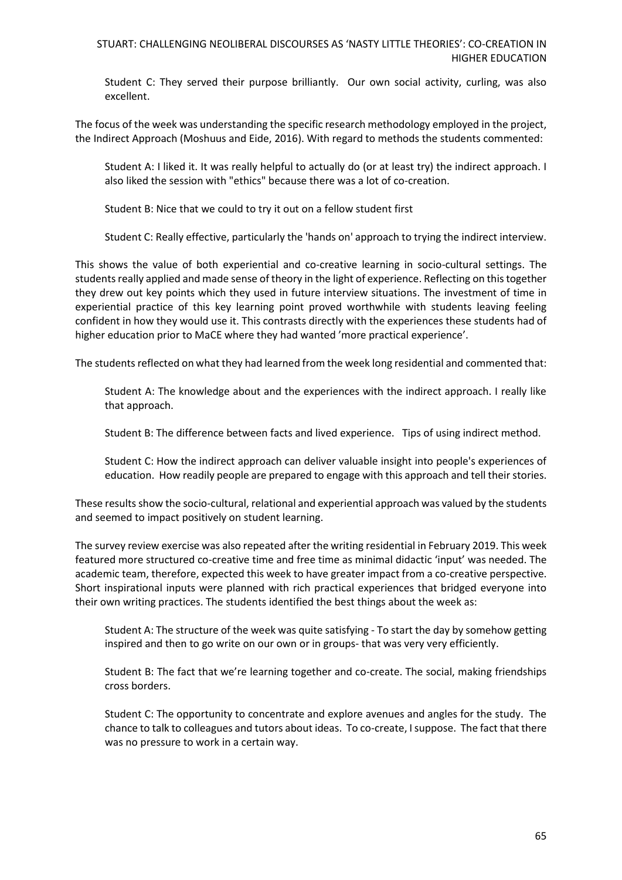Student C: They served their purpose brilliantly. Our own social activity, curling, was also excellent.

The focus of the week was understanding the specific research methodology employed in the project, the Indirect Approach (Moshuus and Eide, 2016). With regard to methods the students commented:

Student A: I liked it. It was really helpful to actually do (or at least try) the indirect approach. I also liked the session with "ethics" because there was a lot of co-creation.

Student B: Nice that we could to try it out on a fellow student first

Student C: Really effective, particularly the 'hands on' approach to trying the indirect interview.

This shows the value of both experiential and co-creative learning in socio-cultural settings. The students really applied and made sense of theory in the light of experience. Reflecting on this together they drew out key points which they used in future interview situations. The investment of time in experiential practice of this key learning point proved worthwhile with students leaving feeling confident in how they would use it. This contrasts directly with the experiences these students had of higher education prior to MaCE where they had wanted 'more practical experience'.

The students reflected on what they had learned from the week long residential and commented that:

Student A: The knowledge about and the experiences with the indirect approach. I really like that approach.

Student B: The difference between facts and lived experience. Tips of using indirect method.

Student C: How the indirect approach can deliver valuable insight into people's experiences of education. How readily people are prepared to engage with this approach and tell their stories.

These results show the socio-cultural, relational and experiential approach was valued by the students and seemed to impact positively on student learning.

The survey review exercise was also repeated after the writing residential in February 2019. This week featured more structured co-creative time and free time as minimal didactic 'input' was needed. The academic team, therefore, expected this week to have greater impact from a co-creative perspective. Short inspirational inputs were planned with rich practical experiences that bridged everyone into their own writing practices. The students identified the best things about the week as:

Student A: The structure of the week was quite satisfying - To start the day by somehow getting inspired and then to go write on our own or in groups- that was very very efficiently.

Student B: The fact that we're learning together and co-create. The social, making friendships cross borders.

Student C: The opportunity to concentrate and explore avenues and angles for the study. The chance to talk to colleagues and tutors about ideas. To co-create, I suppose. The fact that there was no pressure to work in a certain way.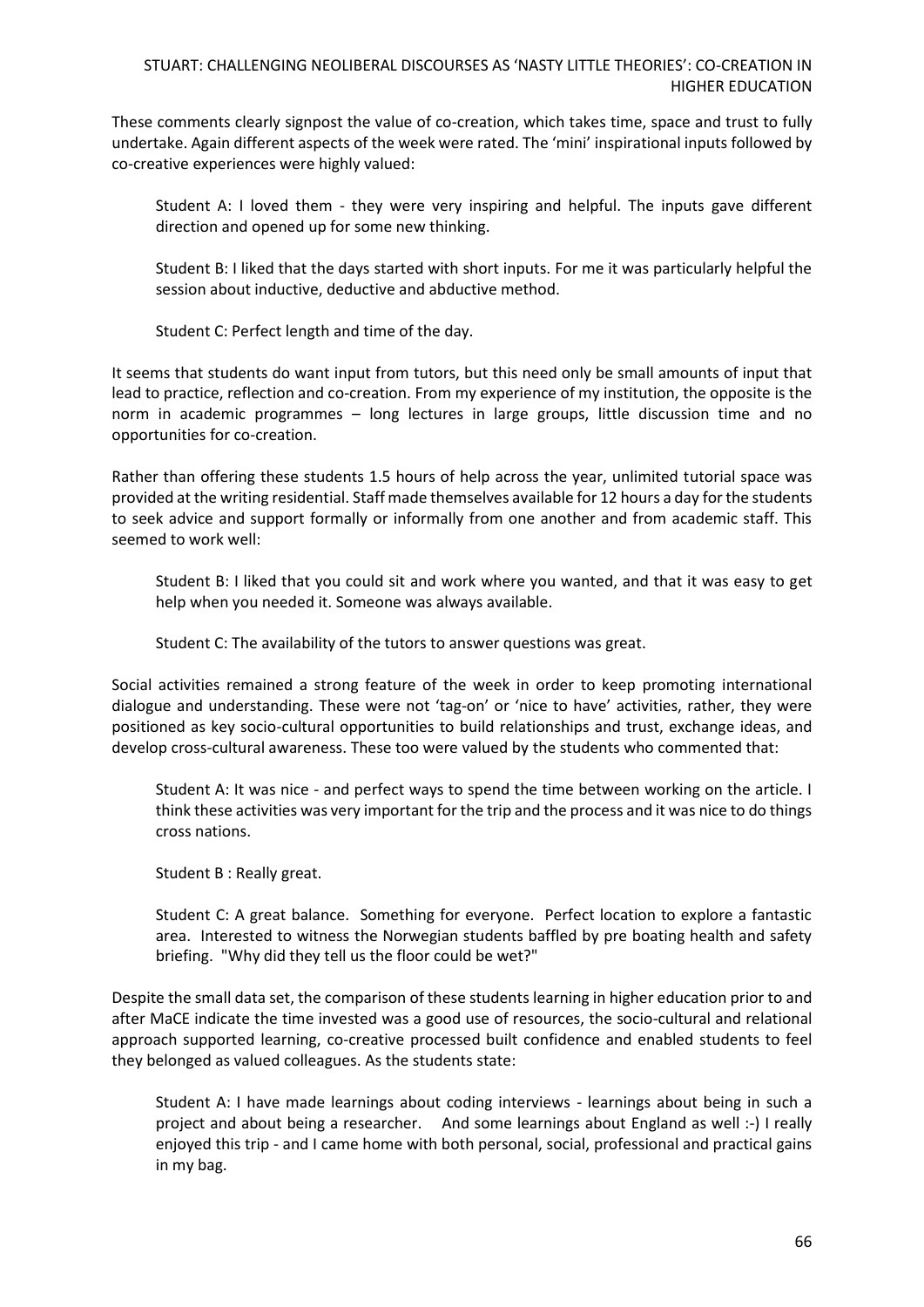These comments clearly signpost the value of co-creation, which takes time, space and trust to fully undertake. Again different aspects of the week were rated. The 'mini' inspirational inputs followed by co-creative experiences were highly valued:

> Student A: I loved them - they were very inspiring and helpful. The inputs gave different direction and opened up for some new thinking.
>
> Student B: I liked that the days started with short inputs. For me it was particularly helpful the session about inductive, deductive and abductive method.
>
> Student C: Perfect length and time of the day.

It seems that students do want input from tutors, but this need only be small amounts of input that lead to practice, reflection and co-creation. From my experience of my institution, the opposite is the norm in academic programmes – long lectures in large groups, little discussion time and no opportunities for co-creation.

Rather than offering these students 1.5 hours of help across the year, unlimited tutorial space was provided at the writing residential. Staff made themselves available for 12 hours a day for the students to seek advice and support formally or informally from one another and from academic staff. This seemed to work well:

> Student B: I liked that you could sit and work where you wanted, and that it was easy to get help when you needed it. Someone was always available.
>
> Student C: The availability of the tutors to answer questions was great.

Social activities remained a strong feature of the week in order to keep promoting international dialogue and understanding. These were not 'tag-on' or 'nice to have' activities, rather, they were positioned as key socio-cultural opportunities to build relationships and trust, exchange ideas, and develop cross-cultural awareness. These too were valued by the students who commented that:

> Student A: It was nice - and perfect ways to spend the time between working on the article. I think these activities was very important for the trip and the process and it was nice to do things cross nations.
>
> Student B : Really great.
>
> Student C: A great balance. Something for everyone. Perfect location to explore a fantastic area. Interested to witness the Norwegian students baffled by pre boating health and safety briefing. "Why did they tell us the floor could be wet?"

Despite the small data set, the comparison of these students learning in higher education prior to and after MaCE indicate the time invested was a good use of resources, the socio-cultural and relational approach supported learning, co-creative processed built confidence and enabled students to feel they belonged as valued colleagues. As the students state:

> Student A: I have made learnings about coding interviews - learnings about being in such a project and about being a researcher. And some learnings about England as well :-) I really enjoyed this trip - and I came home with both personal, social, professional and practical gains in my bag.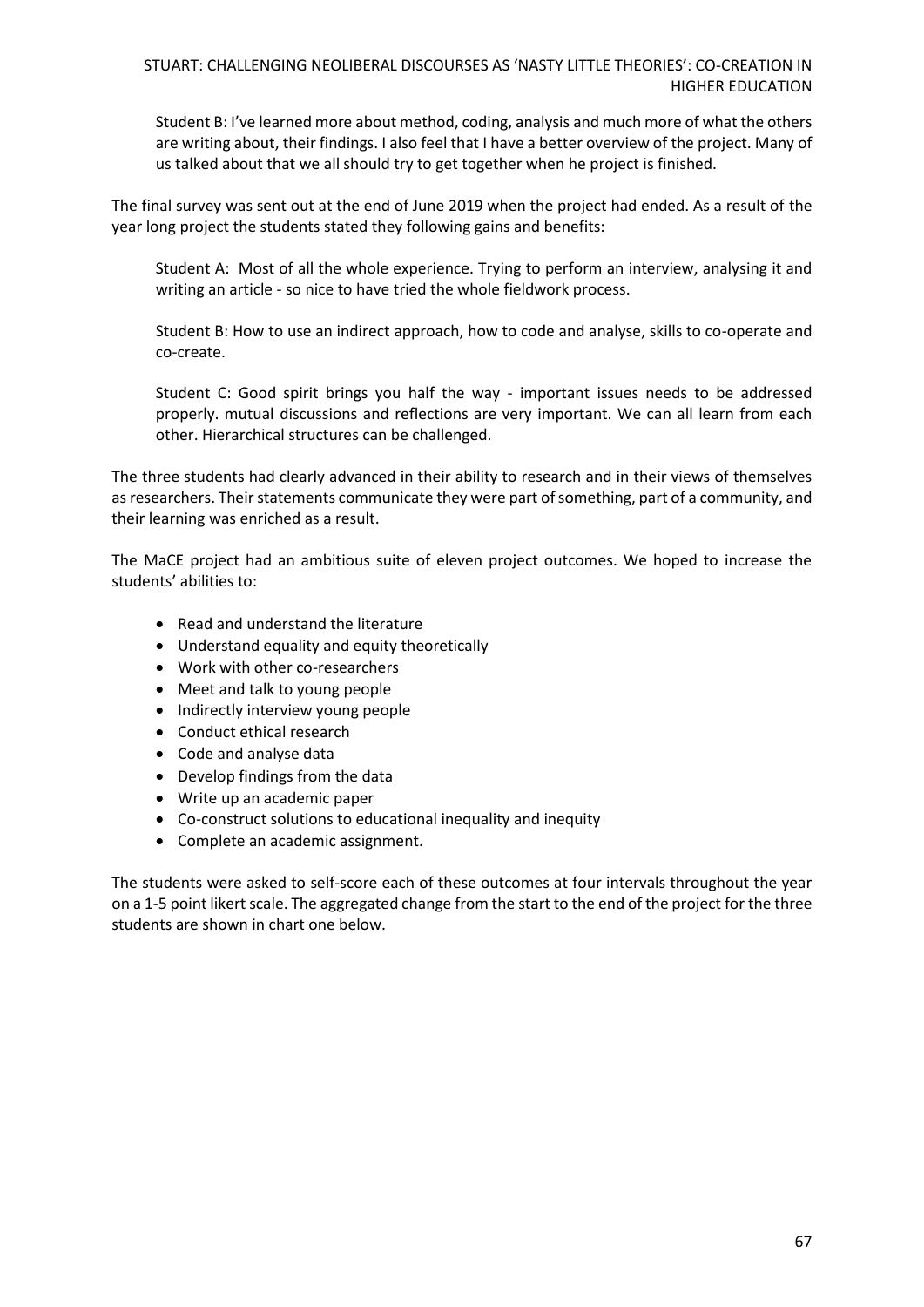Student B: I've learned more about method, coding, analysis and much more of what the others are writing about, their findings. I also feel that I have a better overview of the project. Many of us talked about that we all should try to get together when he project is finished.

The final survey was sent out at the end of June 2019 when the project had ended. As a result of the year long project the students stated they following gains and benefits:

Student A: Most of all the whole experience. Trying to perform an interview, analysing it and writing an article - so nice to have tried the whole fieldwork process.

Student B: How to use an indirect approach, how to code and analyse, skills to co-operate and co-create.

Student C: Good spirit brings you half the way - important issues needs to be addressed properly. mutual discussions and reflections are very important. We can all learn from each other. Hierarchical structures can be challenged.

The three students had clearly advanced in their ability to research and in their views of themselves as researchers. Their statements communicate they were part of something, part of a community, and their learning was enriched as a result.

The MaCE project had an ambitious suite of eleven project outcomes. We hoped to increase the students' abilities to:

- Read and understand the literature
- Understand equality and equity theoretically
- Work with other co-researchers
- Meet and talk to young people
- Indirectly interview young people
- Conduct ethical research
- Code and analyse data
- Develop findings from the data
- Write up an academic paper
- Co-construct solutions to educational inequality and inequity
- Complete an academic assignment.

The students were asked to self-score each of these outcomes at four intervals throughout the year on a 1-5 point likert scale. The aggregated change from the start to the end of the project for the three students are shown in chart one below.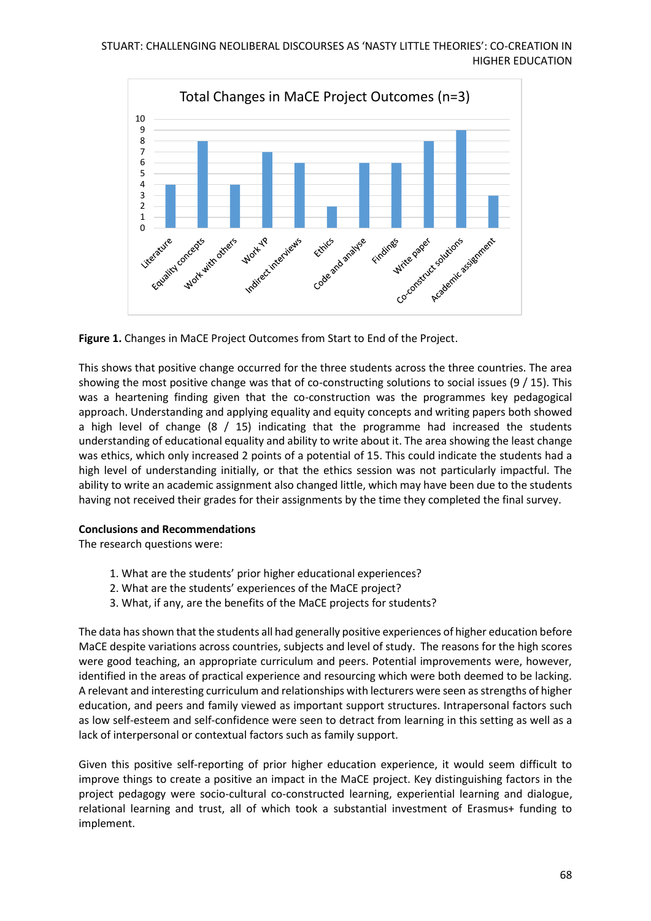**Figure 1.** Changes in MaCE Project Outcomes from Start to End of the Project.

This shows that positive change occurred for the three students across the three countries. The area showing the most positive change was that of co-constructing solutions to social issues (9 / 15). This was a heartening finding given that the co-construction was the programmes key pedagogical approach. Understanding and applying equality and equity concepts and writing papers both showed a high level of change (8 / 15) indicating that the programme had increased the students understanding of educational equality and ability to write about it. The area showing the least change was ethics, which only increased 2 points of a potential of 15. This could indicate the students had a high level of understanding initially, or that the ethics session was not particularly impactful. The ability to write an academic assignment also changed little, which may have been due to the students having not received their grades for their assignments by the time they completed the final survey.

**Conclusions and Recommendations**

The research questions were:

1. What are the students' prior higher educational experiences?
2. What are the students' experiences of the MaCE project?
3. What, if any, are the benefits of the MaCE projects for students?

The data has shown that the students all had generally positive experiences of higher education before MaCE despite variations across countries, subjects and level of study. The reasons for the high scores were good teaching, an appropriate curriculum and peers. Potential improvements were, however, identified in the areas of practical experience and resourcing which were both deemed to be lacking. A relevant and interesting curriculum and relationships with lecturers were seen as strengths of higher education, and peers and family viewed as important support structures. Intrapersonal factors such as low self-esteem and self-confidence were seen to detract from learning in this setting as well as a lack of interpersonal or contextual factors such as family support.

Given this positive self-reporting of prior higher education experience, it would seem difficult to improve things to create a positive an impact in the MaCE project. Key distinguishing factors in the project pedagogy were socio-cultural co-constructed learning, experiential learning and dialogue, relational learning and trust, all of which took a substantial investment of Erasmus+ funding to implement.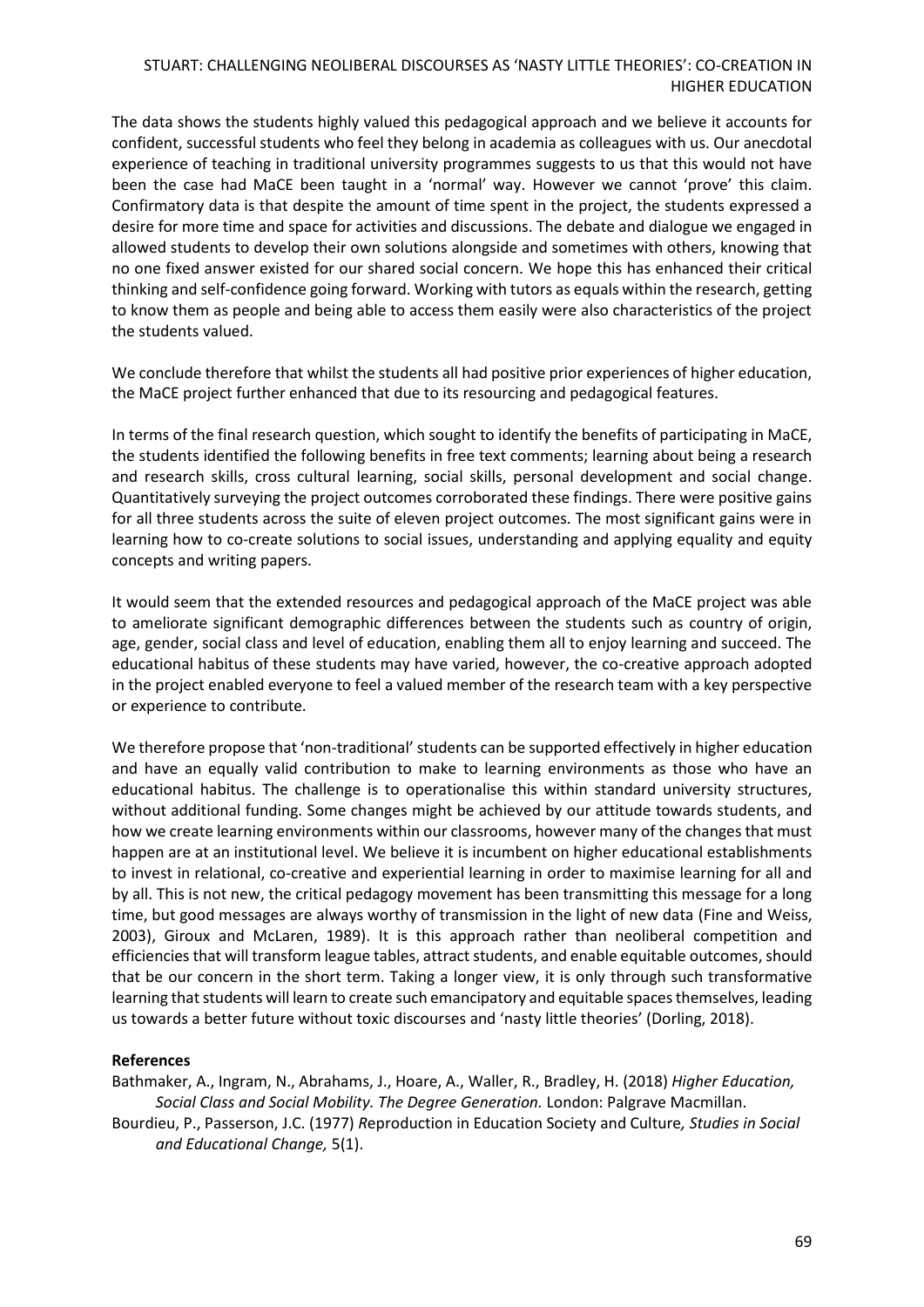The data shows the students highly valued this pedagogical approach and we believe it accounts for confident, successful students who feel they belong in academia as colleagues with us. Our anecdotal experience of teaching in traditional university programmes suggests to us that this would not have been the case had MaCE been taught in a 'normal' way. However we cannot 'prove' this claim. Confirmatory data is that despite the amount of time spent in the project, the students expressed a desire for more time and space for activities and discussions. The debate and dialogue we engaged in allowed students to develop their own solutions alongside and sometimes with others, knowing that no one fixed answer existed for our shared social concern. We hope this has enhanced their critical thinking and self-confidence going forward. Working with tutors as equals within the research, getting to know them as people and being able to access them easily were also characteristics of the project the students valued.

We conclude therefore that whilst the students all had positive prior experiences of higher education, the MaCE project further enhanced that due to its resourcing and pedagogical features.

In terms of the final research question, which sought to identify the benefits of participating in MaCE, the students identified the following benefits in free text comments; learning about being a research and research skills, cross cultural learning, social skills, personal development and social change. Quantitatively surveying the project outcomes corroborated these findings. There were positive gains for all three students across the suite of eleven project outcomes. The most significant gains were in learning how to co-create solutions to social issues, understanding and applying equality and equity concepts and writing papers.

It would seem that the extended resources and pedagogical approach of the MaCE project was able to ameliorate significant demographic differences between the students such as country of origin, age, gender, social class and level of education, enabling them all to enjoy learning and succeed. The educational habitus of these students may have varied, however, the co-creative approach adopted in the project enabled everyone to feel a valued member of the research team with a key perspective or experience to contribute.

We therefore propose that 'non-traditional' students can be supported effectively in higher education and have an equally valid contribution to make to learning environments as those who have an educational habitus. The challenge is to operationalise this within standard university structures, without additional funding. Some changes might be achieved by our attitude towards students, and how we create learning environments within our classrooms, however many of the changes that must happen are at an institutional level. We believe it is incumbent on higher educational establishments to invest in relational, co-creative and experiential learning in order to maximise learning for all and by all. This is not new, the critical pedagogy movement has been transmitting this message for a long time, but good messages are always worthy of transmission in the light of new data (Fine and Weiss, 2003), Giroux and McLaren, 1989). It is this approach rather than neoliberal competition and efficiencies that will transform league tables, attract students, and enable equitable outcomes, should that be our concern in the short term. Taking a longer view, it is only through such transformative learning that students will learn to create such emancipatory and equitable spaces themselves, leading us towards a better future without toxic discourses and 'nasty little theories' (Dorling, 2018).

**References**

Bathmaker, A., Ingram, N., Abrahams, J., Hoare, A., Waller, R., Bradley, H. (2018) *Higher Education, Social Class and Social Mobility. The Degree Generation.* London: Palgrave Macmillan.

Bourdieu, P., Passerson, J.C. (1977) *R*eproduction in Education Society and Culture*, Studies in Social and Educational Change,* 5(1).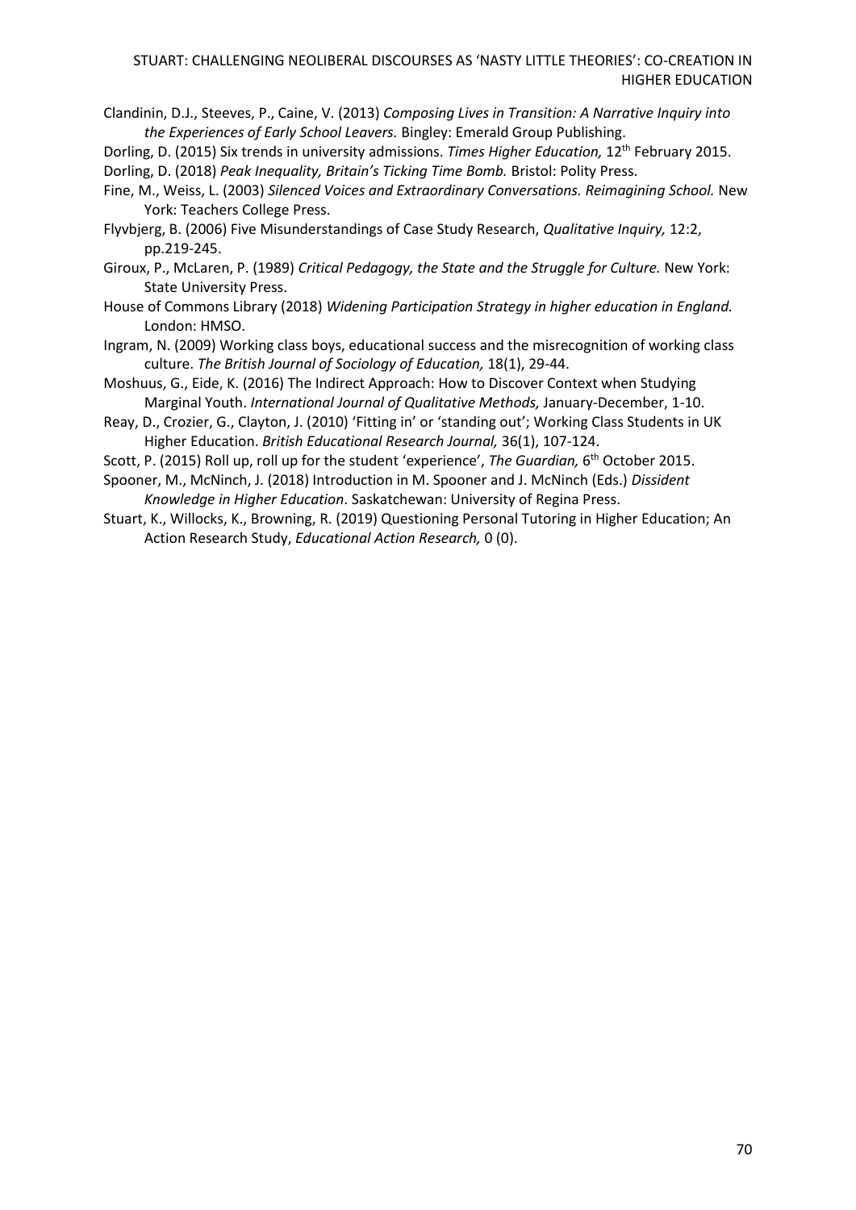Clandinin, D.J., Steeves, P., Caine, V. (2013) *Composing Lives in Transition: A Narrative Inquiry into the Experiences of Early School Leavers.* Bingley: Emerald Group Publishing.

Dorling, D. (2015) Six trends in university admissions. *Times Higher Education,* 12th February 2015.

Dorling, D. (2018) *Peak Inequality, Britain's Ticking Time Bomb.* Bristol: Polity Press.

Fine, M., Weiss, L. (2003) *Silenced Voices and Extraordinary Conversations. Reimagining School.* New York: Teachers College Press.

Flyvbjerg, B. (2006) Five Misunderstandings of Case Study Research, *Qualitative Inquiry,* 12:2, pp.219-245.

Giroux, P., McLaren, P. (1989) *Critical Pedagogy, the State and the Struggle for Culture.* New York: State University Press.

House of Commons Library (2018) *Widening Participation Strategy in higher education in England.* London: HMSO.

Ingram, N. (2009) Working class boys, educational success and the misrecognition of working class culture. *The British Journal of Sociology of Education,* 18(1), 29-44.

Moshuus, G., Eide, K. (2016) The Indirect Approach: How to Discover Context when Studying Marginal Youth. *International Journal of Qualitative Methods,* January-December, 1-10.

Reay, D., Crozier, G., Clayton, J. (2010) 'Fitting in' or 'standing out'; Working Class Students in UK Higher Education. *British Educational Research Journal,* 36(1), 107-124.

Scott, P. (2015) Roll up, roll up for the student 'experience', *The Guardian,* 6th October 2015.

Spooner, M., McNinch, J. (2018) Introduction in M. Spooner and J. McNinch (Eds.) *Dissident Knowledge in Higher Education*. Saskatchewan: University of Regina Press.

Stuart, K., Willocks, K., Browning, R. (2019) Questioning Personal Tutoring in Higher Education; An Action Research Study, *Educational Action Research,* 0 (0).